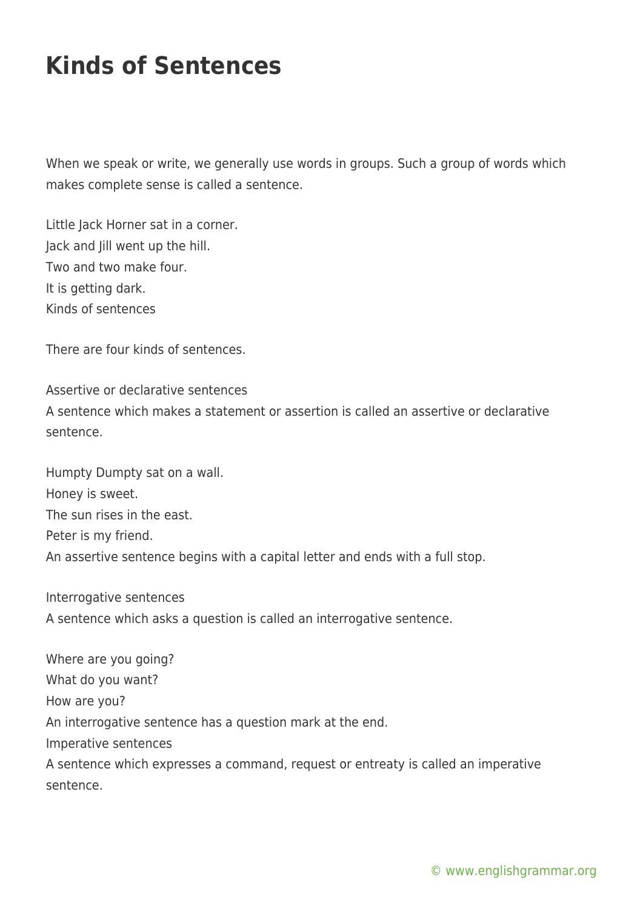# Kinds of Sentences

When we speak or write, we generally use words in groups. Such a group of words which makes complete sense is called a sentence.

Little Jack Horner sat in a corner.
Jack and Jill went up the hill.
Two and two make four.
It is getting dark.
Kinds of sentences

There are four kinds of sentences.

Assertive or declarative sentences
A sentence which makes a statement or assertion is called an assertive or declarative sentence.

Humpty Dumpty sat on a wall.
Honey is sweet.
The sun rises in the east.
Peter is my friend.
An assertive sentence begins with a capital letter and ends with a full stop.

Interrogative sentences
A sentence which asks a question is called an interrogative sentence.

Where are you going?
What do you want?
How are you?
An interrogative sentence has a question mark at the end.
Imperative sentences
A sentence which expresses a command, request or entreaty is called an imperative sentence.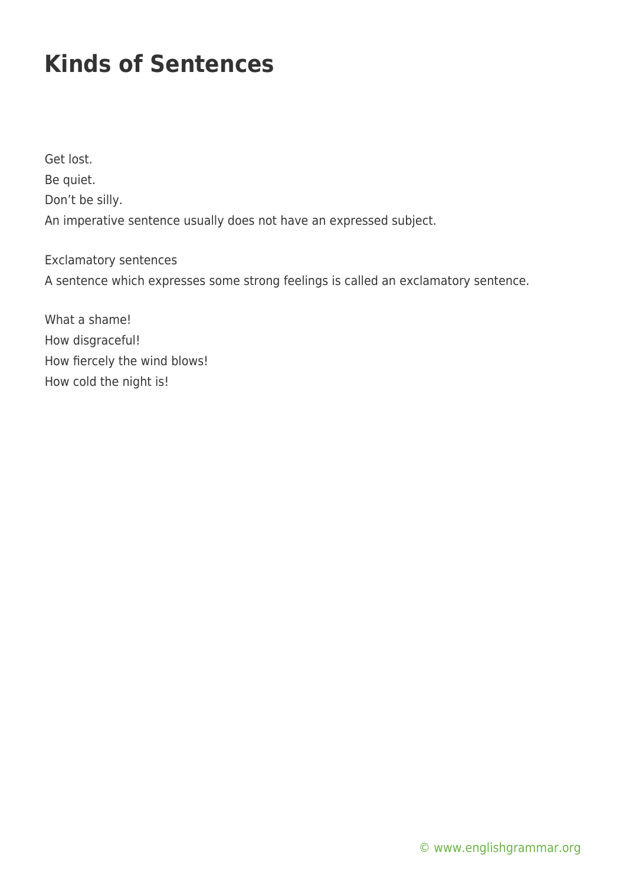Get lost.
Be quiet.
Don't be silly.
An imperative sentence usually does not have an expressed subject.

## Exclamatory sentences

A sentence which expresses some strong feelings is called an exclamatory sentence.

What a shame!
How disgraceful!
How fiercely the wind blows!
How cold the night is!